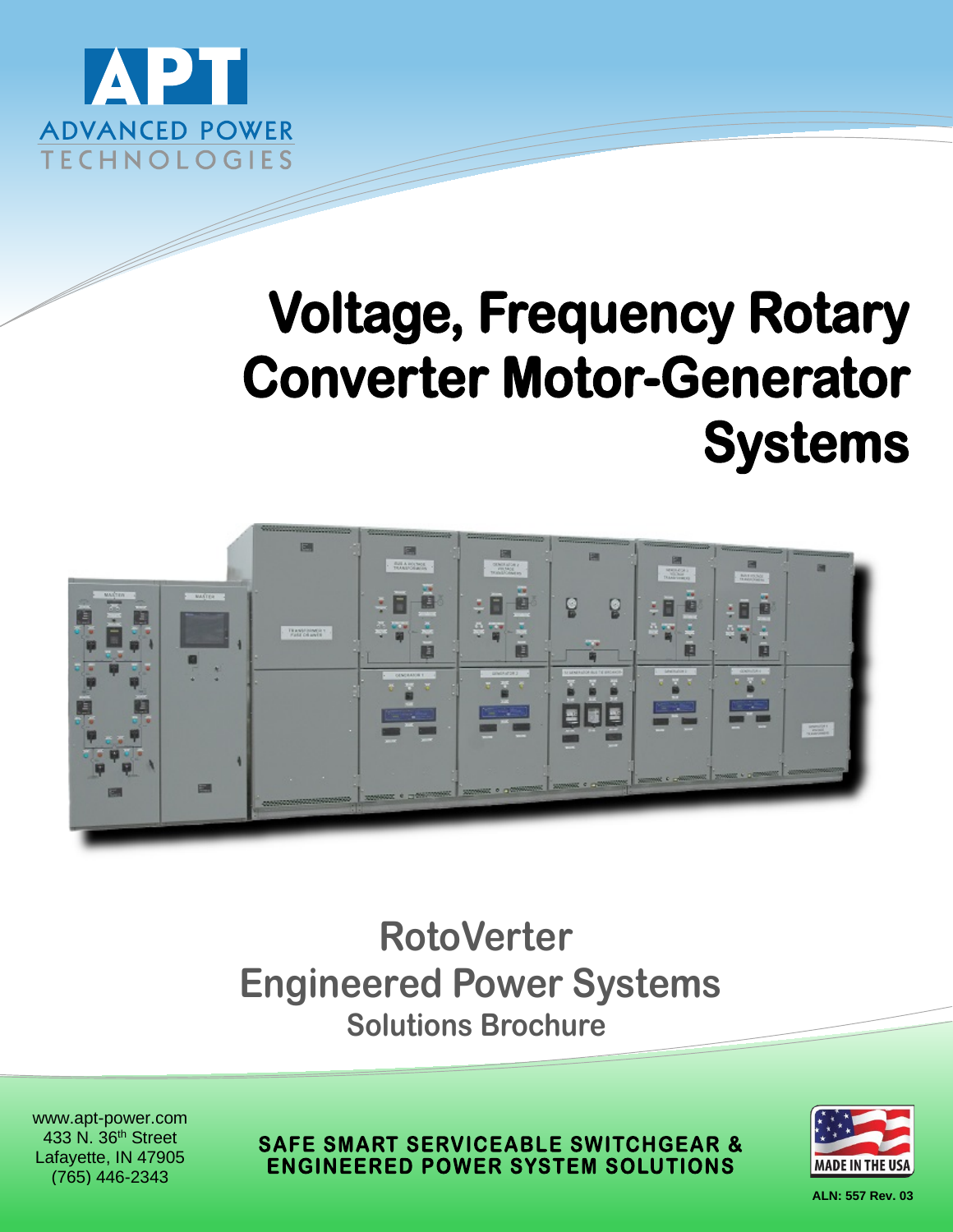APT

ADVANCED POWER TECHNOLOGIES

# Voltage, Frequency Rotary Converter Motor-Generator Systems

## RotoVerter Engineered Power Systems

### Solutions Brochure

www.apt-power.com
433 N. 36th Street
Lafayette, IN 47905
(765) 446-2343

**SAFE SMART SERVICEABLE SWITCHGEAR & ENGINEERED POWER SYSTEM SOLUTIONS**

MADE IN THE USA

ALN: 557 Rev. 03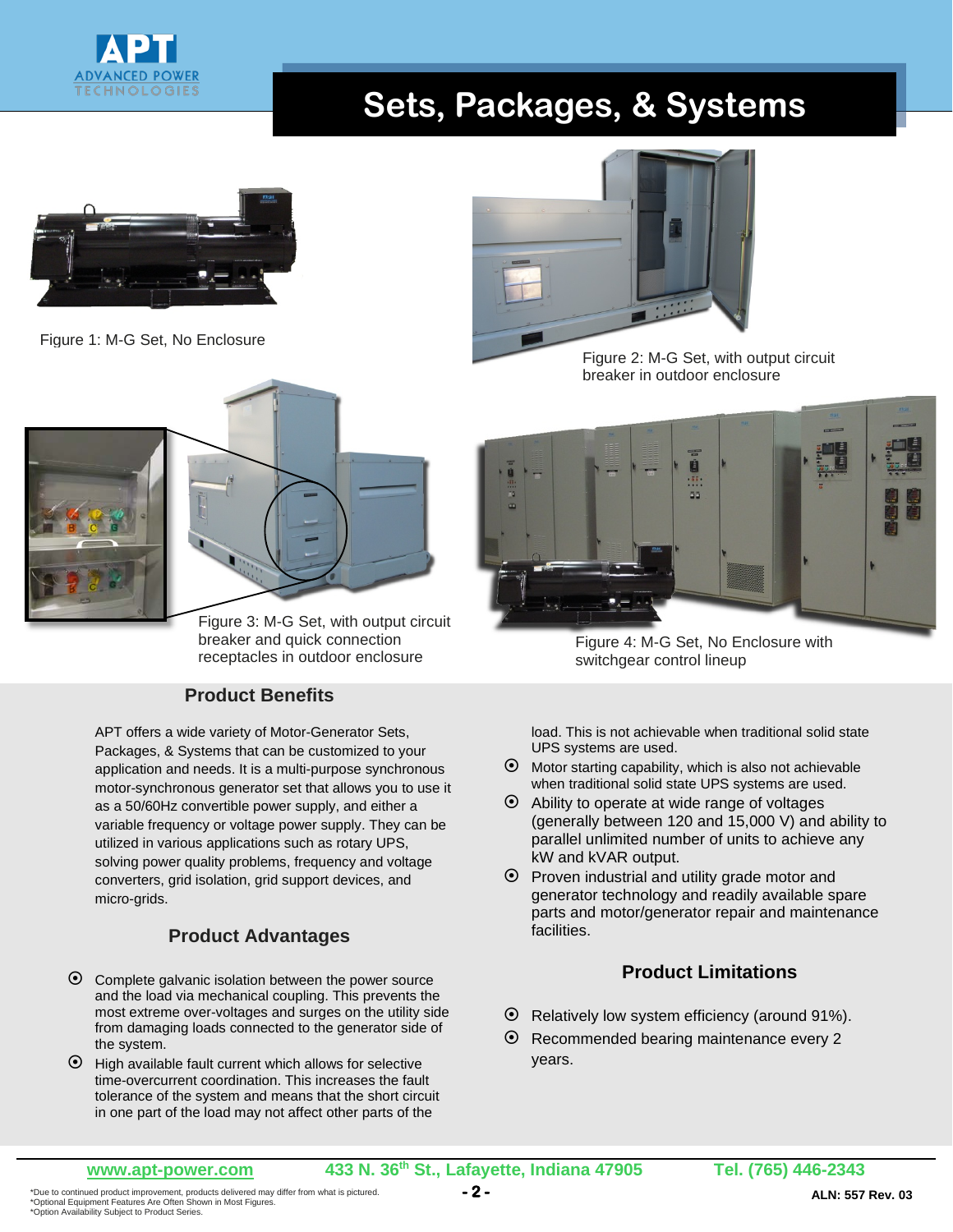# Sets, Packages, & Systems

Figure 1: M-G Set, No Enclosure

Figure 2: M-G Set, with output circuit breaker in outdoor enclosure

Figure 3: M-G Set, with output circuit breaker and quick connection receptacles in outdoor enclosure

Figure 4: M-G Set, No Enclosure with switchgear control lineup

## Product Benefits

APT offers a wide variety of Motor-Generator Sets, Packages, & Systems that can be customized to your application and needs. It is a multi-purpose synchronous motor-synchronous generator set that allows you to use it as a 50/60Hz convertible power supply, and either a variable frequency or voltage power supply. They can be utilized in various applications such as rotary UPS, solving power quality problems, frequency and voltage converters, grid isolation, grid support devices, and micro-grids.

## Product Advantages

- Complete galvanic isolation between the power source and the load via mechanical coupling. This prevents the most extreme over-voltages and surges on the utility side from damaging loads connected to the generator side of the system.
- High available fault current which allows for selective time-overcurrent coordination. This increases the fault tolerance of the system and means that the short circuit in one part of the load may not affect other parts of the load. This is not achievable when traditional solid state UPS systems are used.
- Motor starting capability, which is also not achievable when traditional solid state UPS systems are used.
- Ability to operate at wide range of voltages (generally between 120 and 15,000 V) and ability to parallel unlimited number of units to achieve any kW and kVAR output.
- Proven industrial and utility grade motor and generator technology and readily available spare parts and motor/generator repair and maintenance facilities.

## Product Limitations

- Relatively low system efficiency (around 91%).
- Recommended bearing maintenance every 2 years.

www.apt-power.com 433 N. 36th St., Lafayette, Indiana 47905 Tel. (765) 446-2343

*Due to continued product improvement, products delivered may differ from what is pictured.
*Optional Equipment Features Are Often Shown in Most Figures.
*Option Availability Subject to Product Series.

ALN: 557 Rev. 03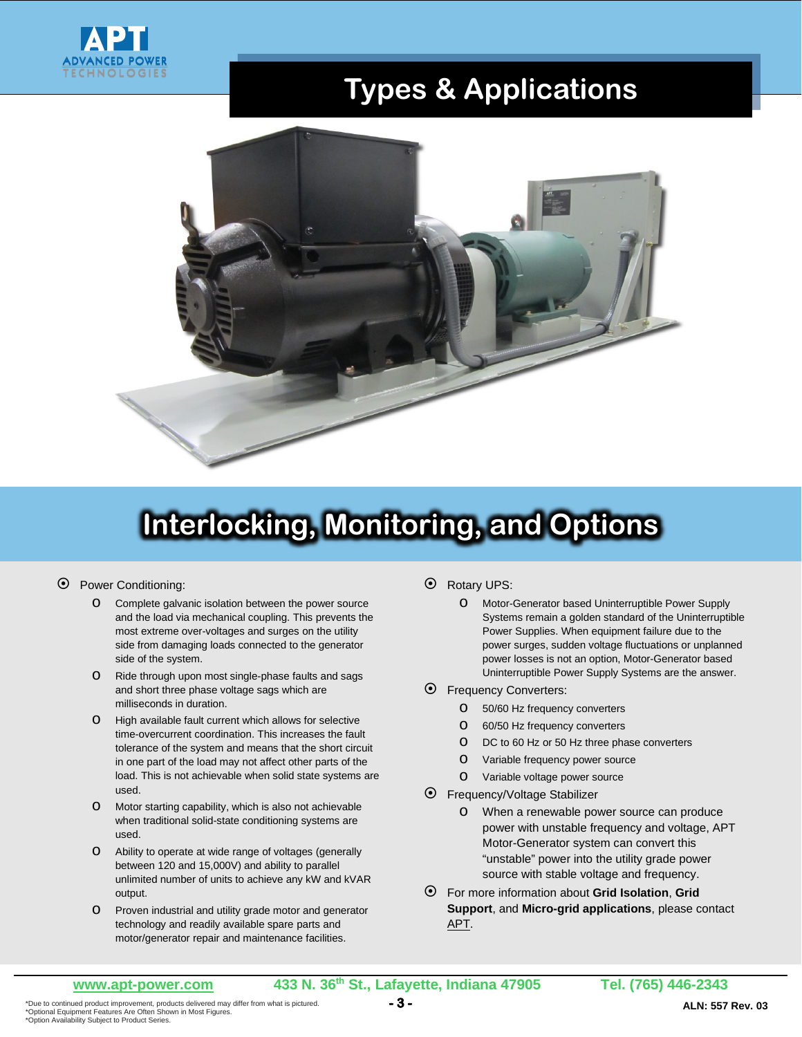# Types & Applications

# Interlocking, Monitoring, and Options

- Power Conditioning:
  - Complete galvanic isolation between the power source and the load via mechanical coupling. This prevents the most extreme over-voltages and surges on the utility side from damaging loads connected to the generator side of the system.
  - Ride through upon most single-phase faults and sags and short three phase voltage sags which are milliseconds in duration.
  - High available fault current which allows for selective time-overcurrent coordination. This increases the fault tolerance of the system and means that the short circuit in one part of the load may not affect other parts of the load. This is not achievable when solid state systems are used.
  - Motor starting capability, which is also not achievable when traditional solid-state conditioning systems are used.
  - Ability to operate at wide range of voltages (generally between 120 and 15,000V) and ability to parallel unlimited number of units to achieve any kW and kVAR output.
  - Proven industrial and utility grade motor and generator technology and readily available spare parts and motor/generator repair and maintenance facilities.
- Rotary UPS:
  - Motor-Generator based Uninterruptible Power Supply Systems remain a golden standard of the Uninterruptible Power Supplies. When equipment failure due to the power surges, sudden voltage fluctuations or unplanned power losses is not an option, Motor-Generator based Uninterruptible Power Supply Systems are the answer.
- Frequency Converters:
  - 50/60 Hz frequency converters
  - 60/50 Hz frequency converters
  - DC to 60 Hz or 50 Hz three phase converters
  - Variable frequency power source
  - Variable voltage power source
- Frequency/Voltage Stabilizer
  - When a renewable power source can produce power with unstable frequency and voltage, APT Motor-Generator system can convert this "unstable" power into the utility grade power source with stable voltage and frequency.
- For more information about **Grid Isolation**, **Grid Support**, and **Micro-grid applications**, please contact APT.

*Due to continued product improvement, products delivered may differ from what is pictured.
*Optional Equipment Features Are Often Shown in Most Figures.
*Option Availability Subject to Product Series.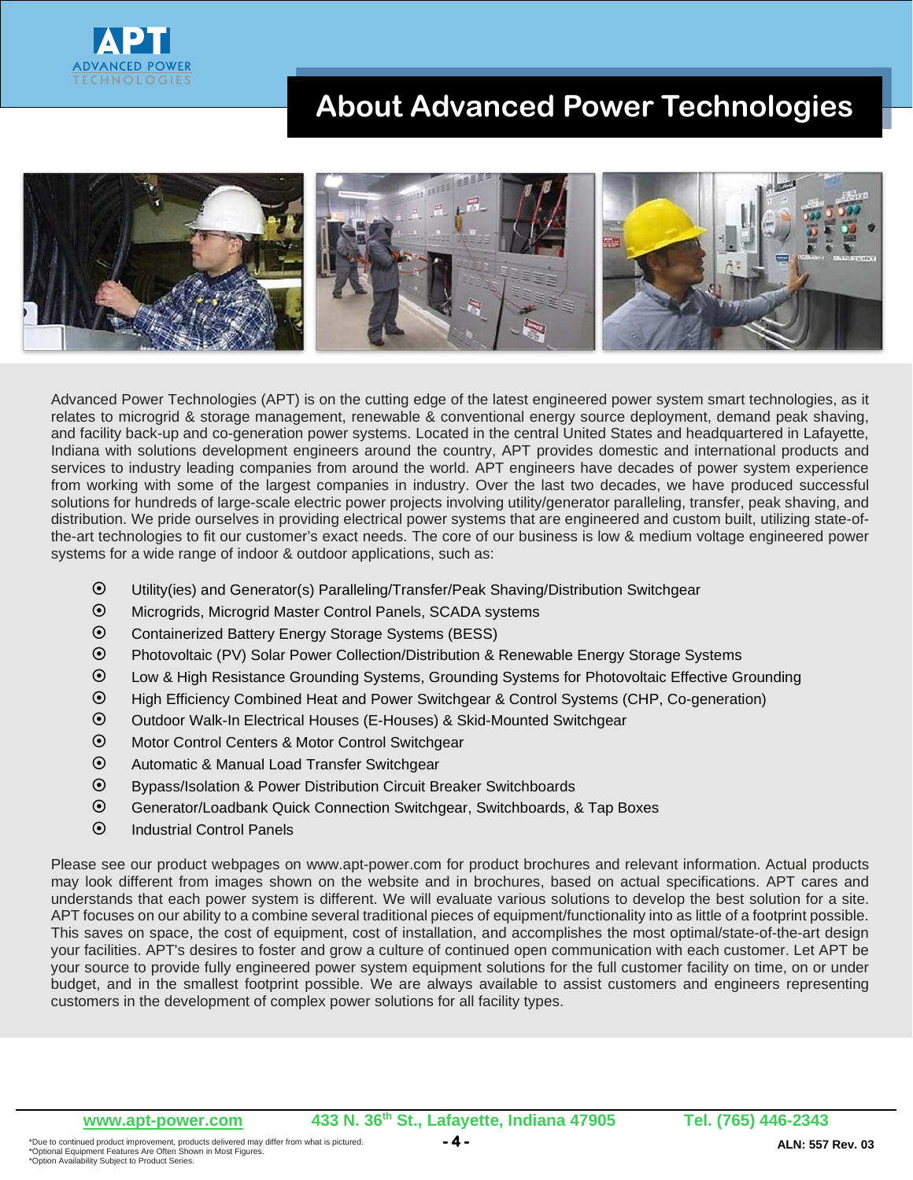# About Advanced Power Technologies

Advanced Power Technologies (APT) is on the cutting edge of the latest engineered power system smart technologies, as it relates to microgrid & storage management, renewable & conventional energy source deployment, demand peak shaving, and facility back-up and co-generation power systems. Located in the central United States and headquartered in Lafayette, Indiana with solutions development engineers around the country, APT provides domestic and international products and services to industry leading companies from around the world. APT engineers have decades of power system experience from working with some of the largest companies in industry. Over the last two decades, we have produced successful solutions for hundreds of large-scale electric power projects involving utility/generator paralleling, transfer, peak shaving, and distribution. We pride ourselves in providing electrical power systems that are engineered and custom built, utilizing state-of-the-art technologies to fit our customer's exact needs. The core of our business is low & medium voltage engineered power systems for a wide range of indoor & outdoor applications, such as:

- Utility(ies) and Generator(s) Paralleling/Transfer/Peak Shaving/Distribution Switchgear
- Microgrids, Microgrid Master Control Panels, SCADA systems
- Containerized Battery Energy Storage Systems (BESS)
- Photovoltaic (PV) Solar Power Collection/Distribution & Renewable Energy Storage Systems
- Low & High Resistance Grounding Systems, Grounding Systems for Photovoltaic Effective Grounding
- High Efficiency Combined Heat and Power Switchgear & Control Systems (CHP, Co-generation)
- Outdoor Walk-In Electrical Houses (E-Houses) & Skid-Mounted Switchgear
- Motor Control Centers & Motor Control Switchgear
- Automatic & Manual Load Transfer Switchgear
- Bypass/Isolation & Power Distribution Circuit Breaker Switchboards
- Generator/Loadbank Quick Connection Switchgear, Switchboards, & Tap Boxes
- Industrial Control Panels

Please see our product webpages on www.apt-power.com for product brochures and relevant information. Actual products may look different from images shown on the website and in brochures, based on actual specifications. APT cares and understands that each power system is different. We will evaluate various solutions to develop the best solution for a site. APT focuses on our ability to a combine several traditional pieces of equipment/functionality into as little of a footprint possible. This saves on space, the cost of equipment, cost of installation, and accomplishes the most optimal/state-of-the-art design your facilities. APT's desires to foster and grow a culture of continued open communication with each customer. Let APT be your source to provide fully engineered power system equipment solutions for the full customer facility on time, on or under budget, and in the smallest footprint possible. We are always available to assist customers and engineers representing customers in the development of complex power solutions for all facility types.